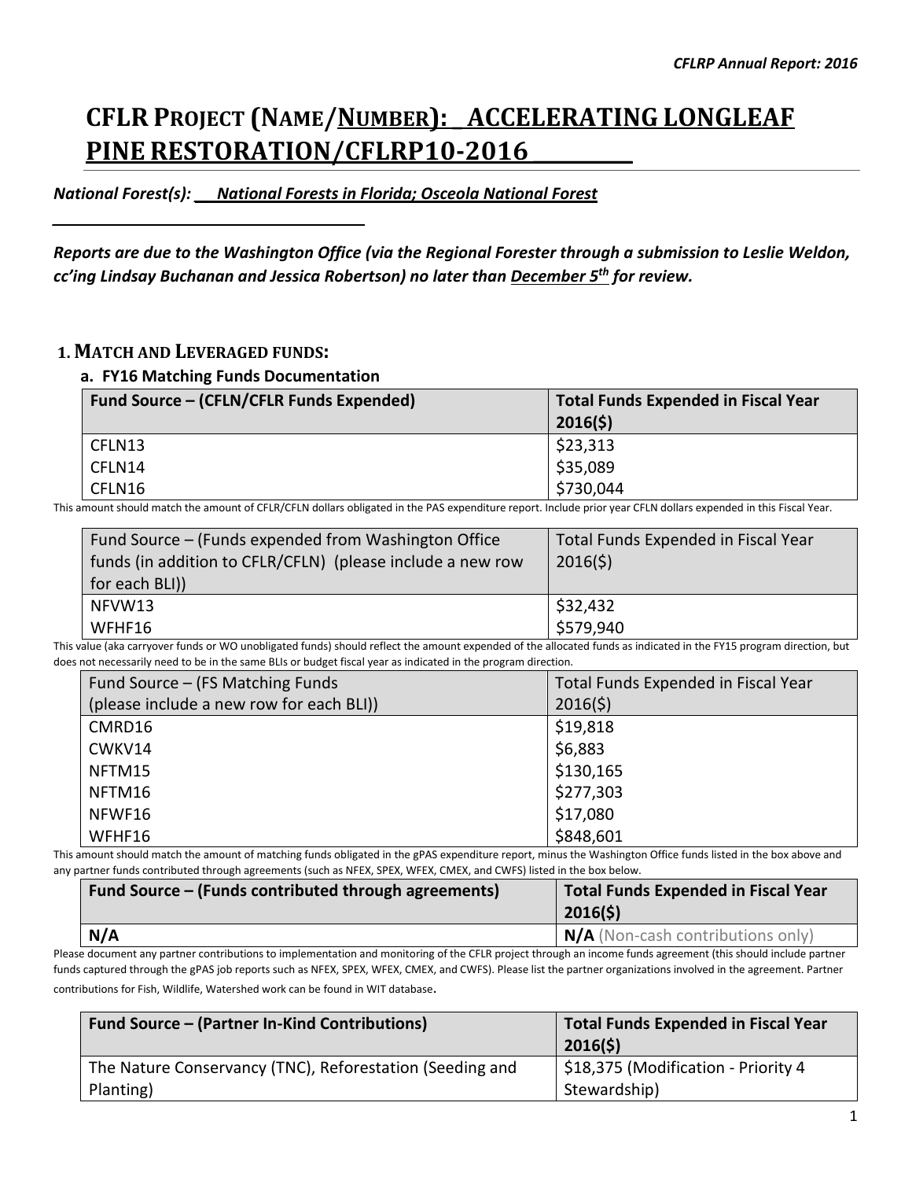# CFLR PROJECT (NAME/NUMBER): ACCELERATING LONGLEAF PINE RESTORATION/CFLRP10-2016

***National Forest(s): National Forests in Florida; Osceola National Forest***

***Reports are due to the Washington Office (via the Regional Forester through a submission to Leslie Weldon, cc'ing Lindsay Buchanan and Jessica Robertson) no later than December 5th for review.***

## 1. MATCH AND LEVERAGED FUNDS:

### a. FY16 Matching Funds Documentation

| Fund Source – (CFLN/CFLR Funds Expended) | Total Funds Expended in Fiscal Year 2016($) |
|---|---|
| CFLN13 | $23,313 |
| CFLN14 | $35,089 |
| CFLN16 | $730,044 |

This amount should match the amount of CFLR/CFLN dollars obligated in the PAS expenditure report. Include prior year CFLN dollars expended in this Fiscal Year.

| Fund Source – (Funds expended from Washington Office funds (in addition to CFLR/CFLN) (please include a new row for each BLI)) | Total Funds Expended in Fiscal Year 2016($) |
|---|---|
| NFVW13 | $32,432 |
| WFHF16 | $579,940 |

This value (aka carryover funds or WO unobligated funds) should reflect the amount expended of the allocated funds as indicated in the FY15 program direction, but does not necessarily need to be in the same BLIs or budget fiscal year as indicated in the program direction.

| Fund Source – (FS Matching Funds (please include a new row for each BLI)) | Total Funds Expended in Fiscal Year 2016($) |
|---|---|
| CMRD16 | $19,818 |
| CWKV14 | $6,883 |
| NFTM15 | $130,165 |
| NFTM16 | $277,303 |
| NFWF16 | $17,080 |
| WFHF16 | $848,601 |

This amount should match the amount of matching funds obligated in the gPAS expenditure report, minus the Washington Office funds listed in the box above and any partner funds contributed through agreements (such as NFEX, SPEX, WFEX, CMEX, and CWFS) listed in the box below.

| Fund Source – (Funds contributed through agreements) | Total Funds Expended in Fiscal Year 2016($) |
|---|---|
| **N/A** | **N/A** (Non-cash contributions only) |

Please document any partner contributions to implementation and monitoring of the CFLR project through an income funds agreement (this should include partner funds captured through the gPAS job reports such as NFEX, SPEX, WFEX, CMEX, and CWFS). Please list the partner organizations involved in the agreement. Partner contributions for Fish, Wildlife, Watershed work can be found in WIT database.

| Fund Source – (Partner In-Kind Contributions) | Total Funds Expended in Fiscal Year 2016($) |
|---|---|
| The Nature Conservancy (TNC), Reforestation (Seeding and Planting) | $18,375 (Modification - Priority 4 Stewardship) |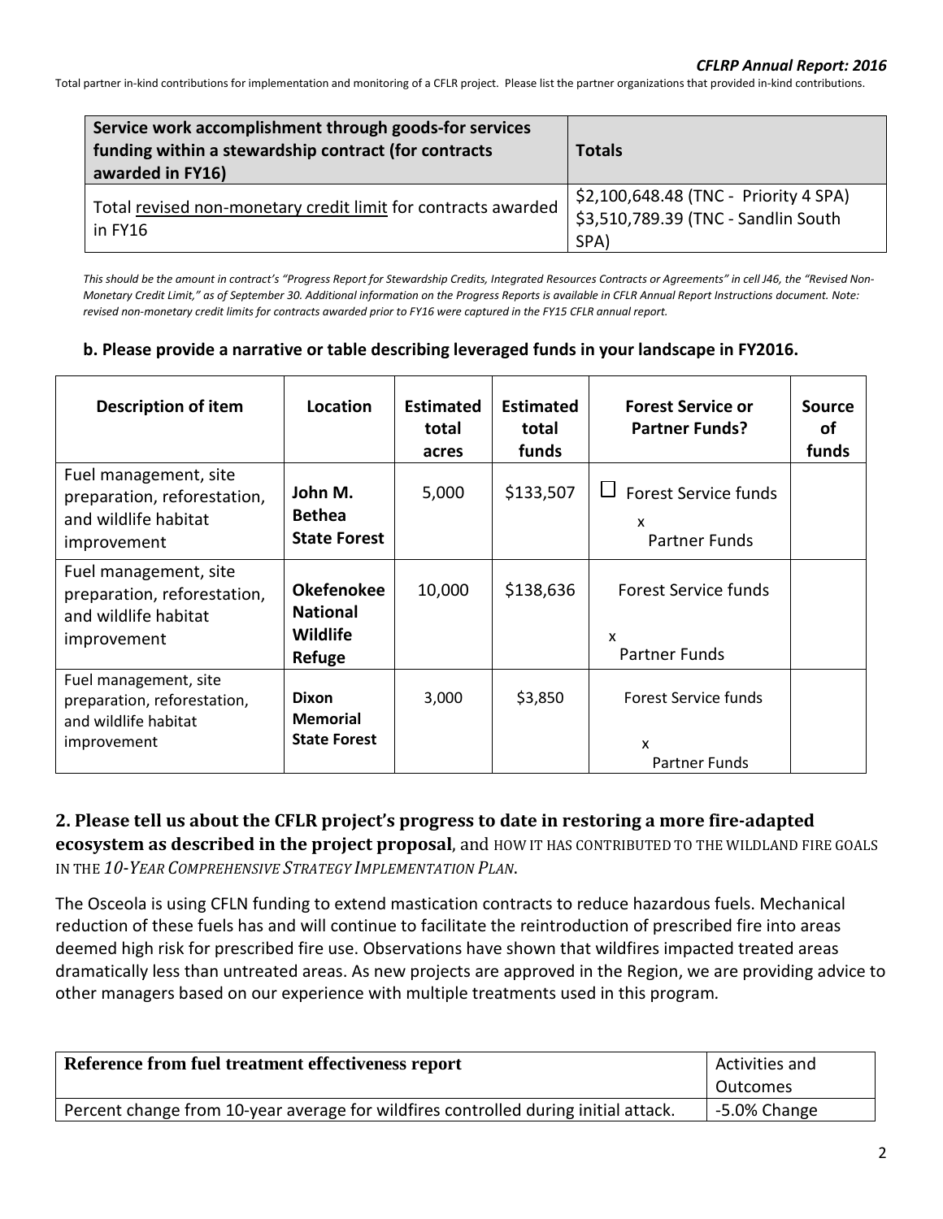Total partner in-kind contributions for implementation and monitoring of a CFLR project. Please list the partner organizations that provided in-kind contributions.

| Service work accomplishment through goods-for services funding within a stewardship contract (for contracts awarded in FY16) | Totals |
|---|---|
| Total revised non-monetary credit limit for contracts awarded in FY16 | $2,100,648.48 (TNC - Priority 4 SPA) $3,510,789.39 (TNC - Sandlin South SPA) |

*This should be the amount in contract's "Progress Report for Stewardship Credits, Integrated Resources Contracts or Agreements" in cell J46, the "Revised Non-Monetary Credit Limit," as of September 30. Additional information on the Progress Reports is available in CFLR Annual Report Instructions document. Note: revised non-monetary credit limits for contracts awarded prior to FY16 were captured in the FY15 CFLR annual report.*

### b. Please provide a narrative or table describing leveraged funds in your landscape in FY2016.

| Description of item | Location | Estimated total acres | Estimated total funds | Forest Service or Partner Funds? | Source of funds |
|---|---|---|---|---|---|
| Fuel management, site preparation, reforestation, and wildlife habitat improvement | **John M. Bethea State Forest** | 5,000 | $133,507 | ☐ Forest Service funds x Partner Funds | |
| Fuel management, site preparation, reforestation, and wildlife habitat improvement | **Okefenokee National Wildlife Refuge** | 10,000 | $138,636 | Forest Service funds x Partner Funds | |
| Fuel management, site preparation, reforestation, and wildlife habitat improvement | **Dixon Memorial State Forest** | 3,000 | $3,850 | Forest Service funds x Partner Funds | |

## 2. Please tell us about the CFLR project's progress to date in restoring a more fire-adapted ecosystem as described in the project proposal, and HOW IT HAS CONTRIBUTED TO THE WILDLAND FIRE GOALS IN THE *10-YEAR COMPREHENSIVE STRATEGY IMPLEMENTATION PLAN*.

The Osceola is using CFLN funding to extend mastication contracts to reduce hazardous fuels. Mechanical reduction of these fuels has and will continue to facilitate the reintroduction of prescribed fire into areas deemed high risk for prescribed fire use. Observations have shown that wildfires impacted treated areas dramatically less than untreated areas. As new projects are approved in the Region, we are providing advice to other managers based on our experience with multiple treatments used in this program.

| Reference from fuel treatment effectiveness report | Activities and Outcomes |
|---|---|
| Percent change from 10-year average for wildfires controlled during initial attack. | -5.0% Change |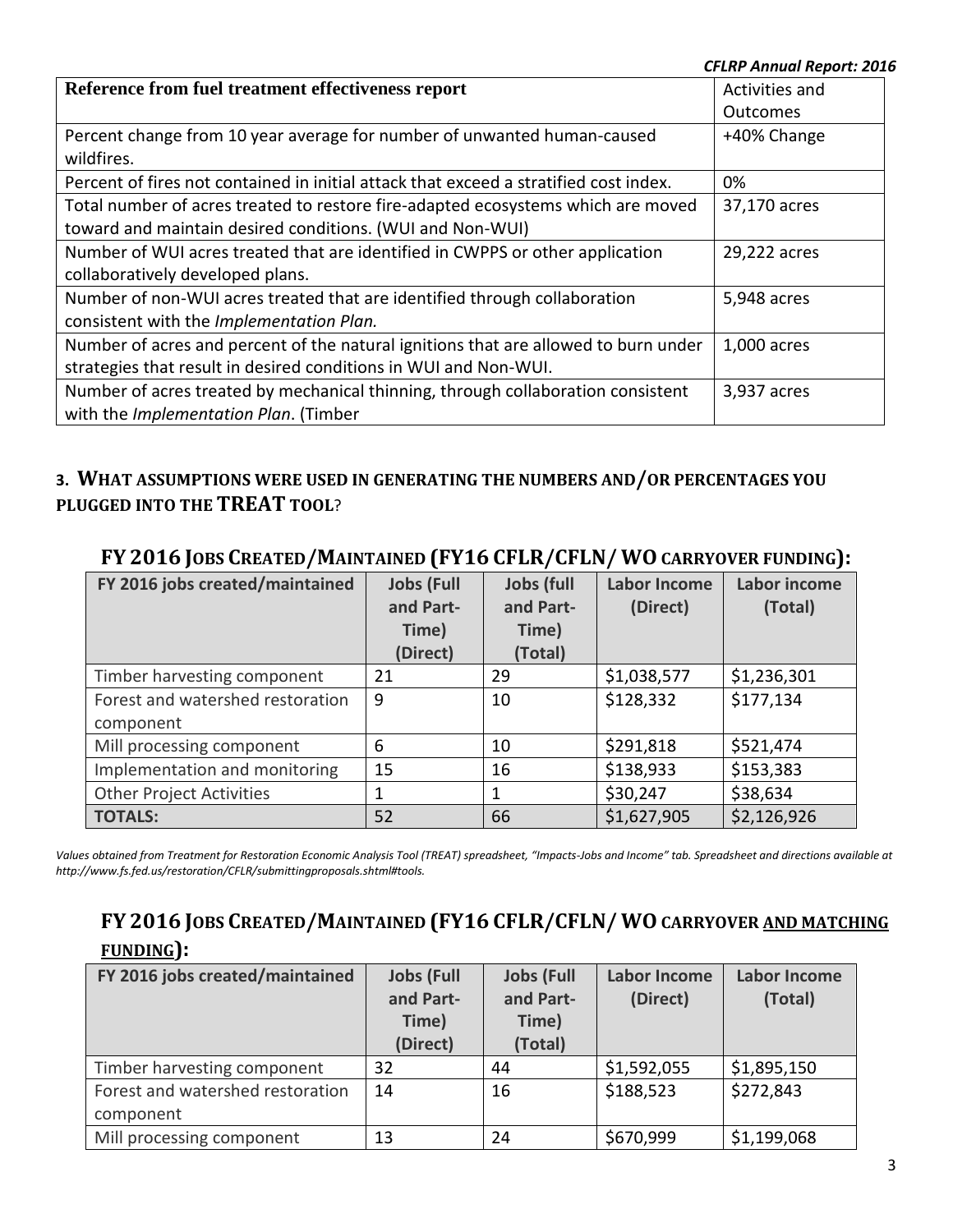| Reference from fuel treatment effectiveness report | Activities and Outcomes |
| --- | --- |
| Percent change from 10 year average for number of unwanted human-caused wildfires. | +40% Change |
| Percent of fires not contained in initial attack that exceed a stratified cost index. | 0% |
| Total number of acres treated to restore fire-adapted ecosystems which are moved toward and maintain desired conditions. (WUI and Non-WUI) | 37,170 acres |
| Number of WUI acres treated that are identified in CWPPS or other application collaboratively developed plans. | 29,222 acres |
| Number of non-WUI acres treated that are identified through collaboration consistent with the *Implementation Plan.* | 5,948 acres |
| Number of acres and percent of the natural ignitions that are allowed to burn under strategies that result in desired conditions in WUI and Non-WUI. | 1,000 acres |
| Number of acres treated by mechanical thinning, through collaboration consistent with the *Implementation Plan*. (Timber | 3,937 acres |

## 3. What assumptions were used in generating the numbers and/or percentages you plugged into the TREAT tool?

## FY 2016 Jobs Created/Maintained (FY16 CFLR/CFLN/ WO carryover funding):

| FY 2016 jobs created/maintained | Jobs (Full and Part-Time) (Direct) | Jobs (full and Part-Time) (Total) | Labor Income (Direct) | Labor income (Total) |
| --- | --- | --- | --- | --- |
| Timber harvesting component | 21 | 29 | $1,038,577 | $1,236,301 |
| Forest and watershed restoration component | 9 | 10 | $128,332 | $177,134 |
| Mill processing component | 6 | 10 | $291,818 | $521,474 |
| Implementation and monitoring | 15 | 16 | $138,933 | $153,383 |
| Other Project Activities | 1 | 1 | $30,247 | $38,634 |
| **TOTALS:** | 52 | 66 | $1,627,905 | $2,126,926 |

*Values obtained from Treatment for Restoration Economic Analysis Tool (TREAT) spreadsheet, "Impacts-Jobs and Income" tab. Spreadsheet and directions available at http://www.fs.fed.us/restoration/CFLR/submittingproposals.shtml#tools.*

## FY 2016 Jobs Created/Maintained (FY16 CFLR/CFLN/ WO carryover and matching funding):

| FY 2016 jobs created/maintained | Jobs (Full and Part-Time) (Direct) | Jobs (Full and Part-Time) (Total) | Labor Income (Direct) | Labor Income (Total) |
| --- | --- | --- | --- | --- |
| Timber harvesting component | 32 | 44 | $1,592,055 | $1,895,150 |
| Forest and watershed restoration component | 14 | 16 | $188,523 | $272,843 |
| Mill processing component | 13 | 24 | $670,999 | $1,199,068 |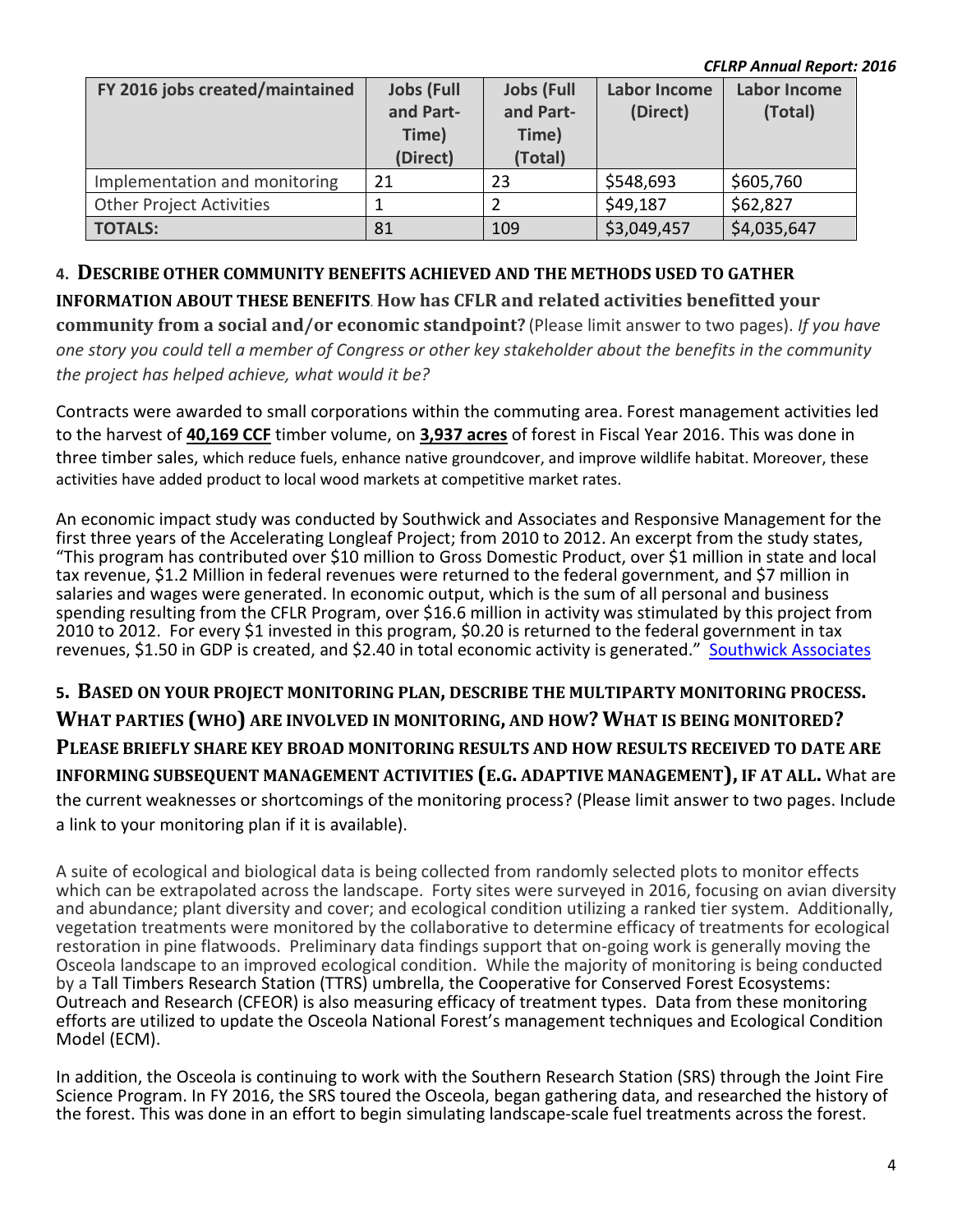| FY 2016 jobs created/maintained | Jobs (Full and Part-Time) (Direct) | Jobs (Full and Part-Time) (Total) | Labor Income (Direct) | Labor Income (Total) |
|---|---|---|---|---|
| Implementation and monitoring | 21 | 23 | $548,693 | $605,760 |
| Other Project Activities | 1 | 2 | $49,187 | $62,827 |
| **TOTALS:** | 81 | 109 | $3,049,457 | $4,035,647 |

## 4. DESCRIBE OTHER COMMUNITY BENEFITS ACHIEVED AND THE METHODS USED TO GATHER INFORMATION ABOUT THESE BENEFITS. How has CFLR and related activities benefitted your community from a social and/or economic standpoint? (Please limit answer to two pages). *If you have one story you could tell a member of Congress or other key stakeholder about the benefits in the community the project has helped achieve, what would it be?*

Contracts were awarded to small corporations within the commuting area. Forest management activities led to the harvest of **40,169 CCF** timber volume, on **3,937 acres** of forest in Fiscal Year 2016. This was done in three timber sales, which reduce fuels, enhance native groundcover, and improve wildlife habitat. Moreover, these activities have added product to local wood markets at competitive market rates.

An economic impact study was conducted by Southwick and Associates and Responsive Management for the first three years of the Accelerating Longleaf Project; from 2010 to 2012. An excerpt from the study states, "This program has contributed over $10 million to Gross Domestic Product, over $1 million in state and local tax revenue, $1.2 Million in federal revenues were returned to the federal government, and $7 million in salaries and wages were generated. In economic output, which is the sum of all personal and business spending resulting from the CFLR Program, over $16.6 million in activity was stimulated by this project from 2010 to 2012. For every $1 invested in this program, $0.20 is returned to the federal government in tax revenues, $1.50 in GDP is created, and $2.40 in total economic activity is generated." Southwick Associates

## 5. BASED ON YOUR PROJECT MONITORING PLAN, DESCRIBE THE MULTIPARTY MONITORING PROCESS. WHAT PARTIES (WHO) ARE INVOLVED IN MONITORING, AND HOW? WHAT IS BEING MONITORED? PLEASE BRIEFLY SHARE KEY BROAD MONITORING RESULTS AND HOW RESULTS RECEIVED TO DATE ARE INFORMING SUBSEQUENT MANAGEMENT ACTIVITIES (E.G. ADAPTIVE MANAGEMENT), IF AT ALL. What are the current weaknesses or shortcomings of the monitoring process? (Please limit answer to two pages. Include a link to your monitoring plan if it is available).

A suite of ecological and biological data is being collected from randomly selected plots to monitor effects which can be extrapolated across the landscape. Forty sites were surveyed in 2016, focusing on avian diversity and abundance; plant diversity and cover; and ecological condition utilizing a ranked tier system. Additionally, vegetation treatments were monitored by the collaborative to determine efficacy of treatments for ecological restoration in pine flatwoods. Preliminary data findings support that on-going work is generally moving the Osceola landscape to an improved ecological condition. While the majority of monitoring is being conducted by a Tall Timbers Research Station (TTRS) umbrella, the Cooperative for Conserved Forest Ecosystems: Outreach and Research (CFEOR) is also measuring efficacy of treatment types. Data from these monitoring efforts are utilized to update the Osceola National Forest's management techniques and Ecological Condition Model (ECM).

In addition, the Osceola is continuing to work with the Southern Research Station (SRS) through the Joint Fire Science Program. In FY 2016, the SRS toured the Osceola, began gathering data, and researched the history of the forest. This was done in an effort to begin simulating landscape-scale fuel treatments across the forest.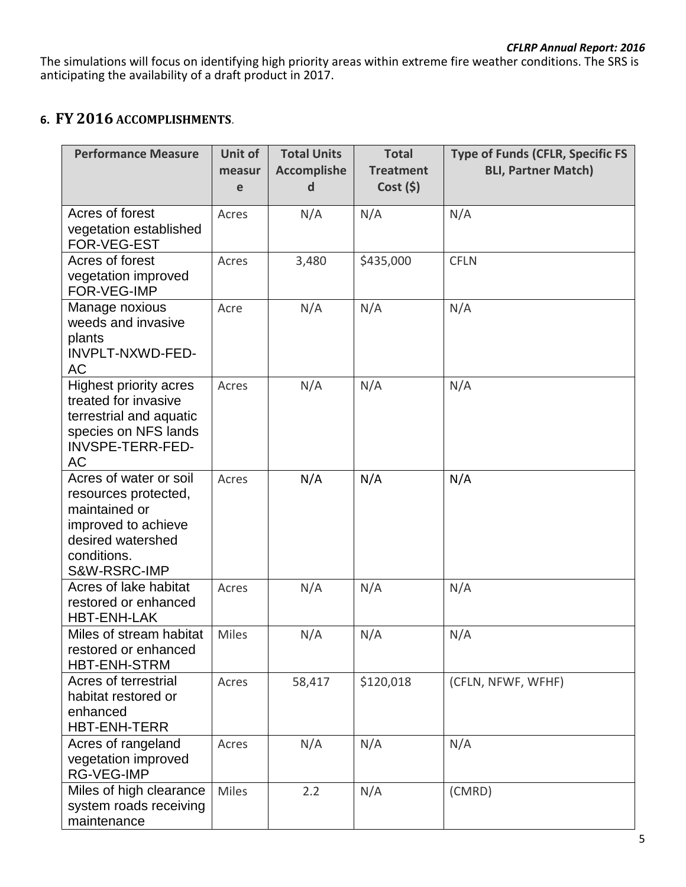The simulations will focus on identifying high priority areas within extreme fire weather conditions. The SRS is anticipating the availability of a draft product in 2017.

## 6. FY 2016 ACCOMPLISHMENTS.

| Performance Measure | Unit of measure | Total Units Accomplished | Total Treatment Cost ($) | Type of Funds (CFLR, Specific FS BLI, Partner Match) |
|---|---|---|---|---|
| Acres of forest vegetation established FOR-VEG-EST | Acres | N/A | N/A | N/A |
| Acres of forest vegetation improved FOR-VEG-IMP | Acres | 3,480 | $435,000 | CFLN |
| Manage noxious weeds and invasive plants INVPLT-NXWD-FED-AC | Acre | N/A | N/A | N/A |
| Highest priority acres treated for invasive terrestrial and aquatic species on NFS lands INVSPE-TERR-FED-AC | Acres | N/A | N/A | N/A |
| Acres of water or soil resources protected, maintained or improved to achieve desired watershed conditions. S&W-RSRC-IMP | Acres | N/A | N/A | N/A |
| Acres of lake habitat restored or enhanced HBT-ENH-LAK | Acres | N/A | N/A | N/A |
| Miles of stream habitat restored or enhanced HBT-ENH-STRM | Miles | N/A | N/A | N/A |
| Acres of terrestrial habitat restored or enhanced HBT-ENH-TERR | Acres | 58,417 | $120,018 | (CFLN, NFWF, WFHF) |
| Acres of rangeland vegetation improved RG-VEG-IMP | Acres | N/A | N/A | N/A |
| Miles of high clearance system roads receiving maintenance | Miles | 2.2 | N/A | (CMRD) |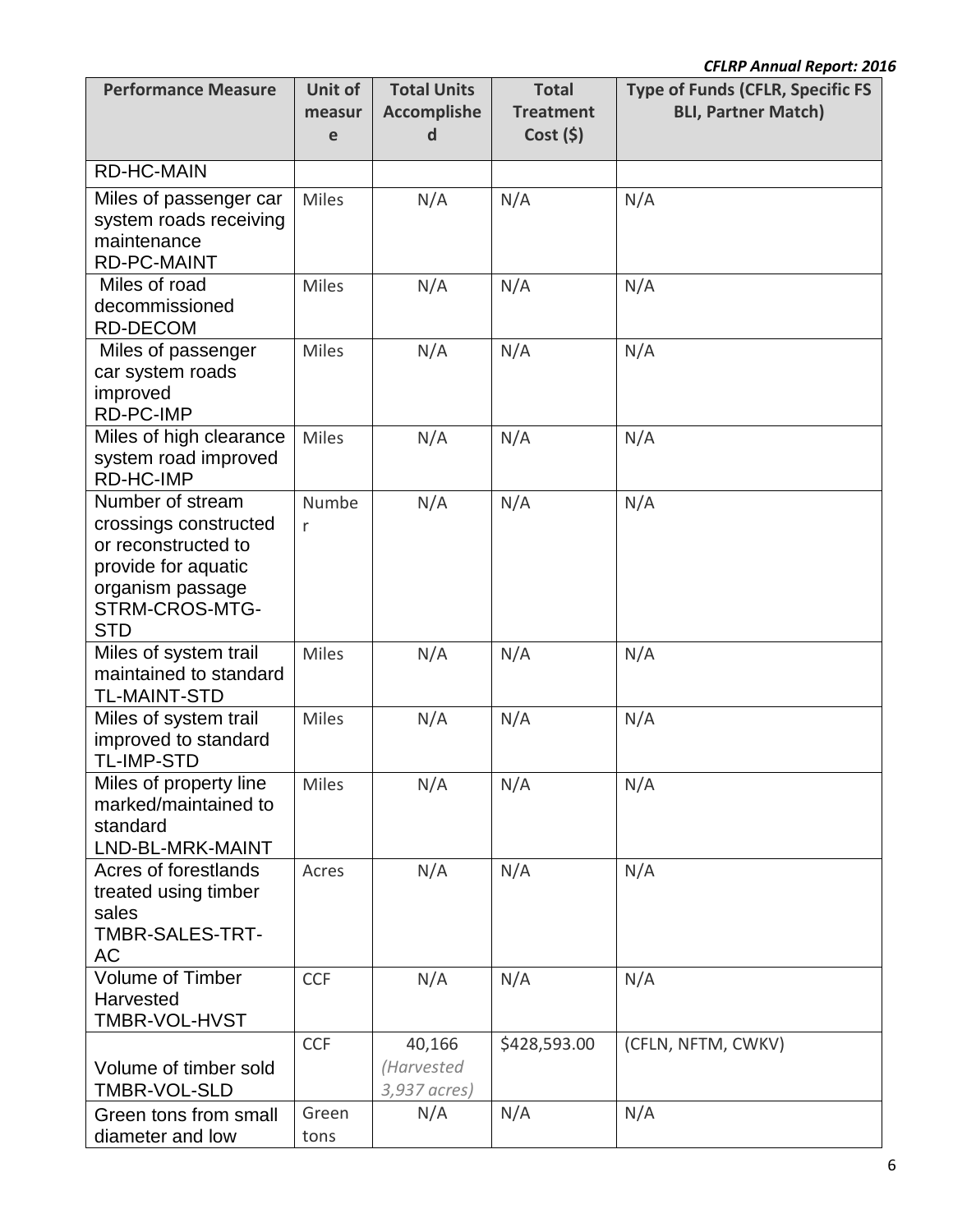| Performance Measure | Unit of measure | Total Units Accomplished | Total Treatment Cost ($) | Type of Funds (CFLR, Specific FS BLI, Partner Match) |
|---|---|---|---|---|
| RD-HC-MAIN | | | | |
| Miles of passenger car system roads receiving maintenance RD-PC-MAINT | Miles | N/A | N/A | N/A |
| Miles of road decommissioned RD-DECOM | Miles | N/A | N/A | N/A |
| Miles of passenger car system roads improved RD-PC-IMP | Miles | N/A | N/A | N/A |
| Miles of high clearance system road improved RD-HC-IMP | Miles | N/A | N/A | N/A |
| Number of stream crossings constructed or reconstructed to provide for aquatic organism passage STRM-CROS-MTG-STD | Number | N/A | N/A | N/A |
| Miles of system trail maintained to standard TL-MAINT-STD | Miles | N/A | N/A | N/A |
| Miles of system trail improved to standard TL-IMP-STD | Miles | N/A | N/A | N/A |
| Miles of property line marked/maintained to standard LND-BL-MRK-MAINT | Miles | N/A | N/A | N/A |
| Acres of forestlands treated using timber sales TMBR-SALES-TRT-AC | Acres | N/A | N/A | N/A |
| Volume of Timber Harvested TMBR-VOL-HVST | CCF | N/A | N/A | N/A |
| Volume of timber sold TMBR-VOL-SLD | CCF | 40,166 *(Harvested 3,937 acres)* | $428,593.00 | (CFLN, NFTM, CWKV) |
| Green tons from small diameter and low | Green tons | N/A | N/A | N/A |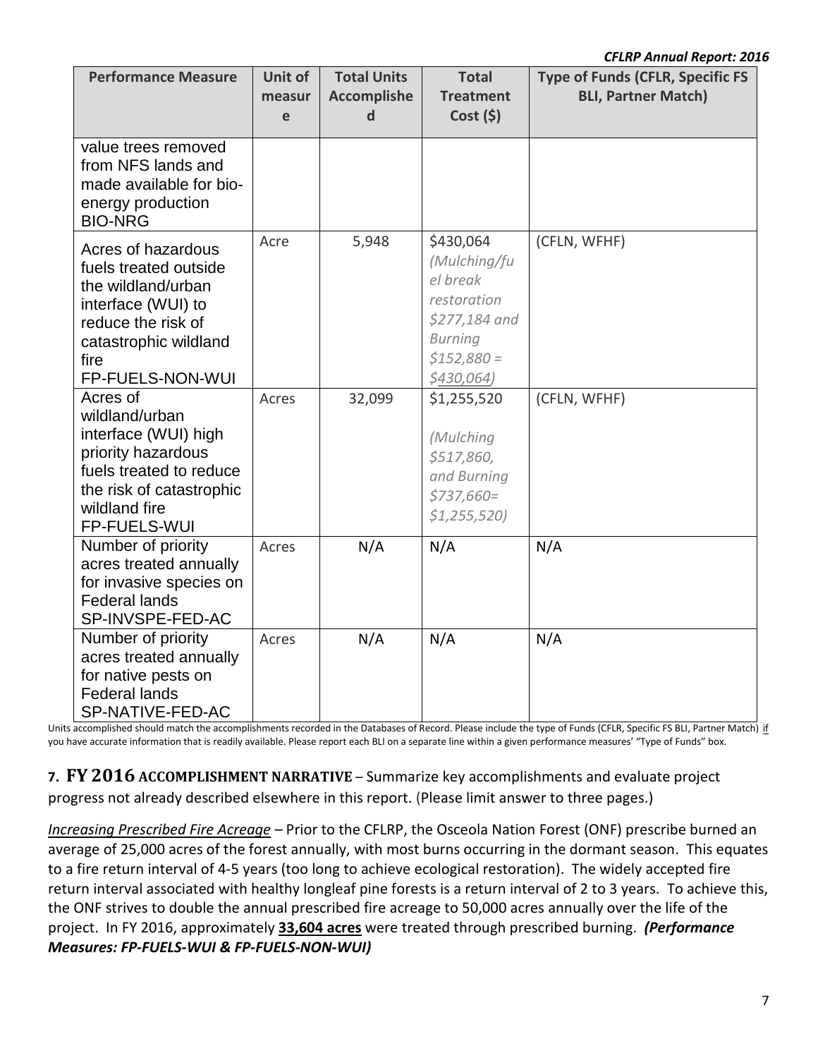| Performance Measure | Unit of measure | Total Units Accomplished | Total Treatment Cost ($) | Type of Funds (CFLR, Specific FS BLI, Partner Match) |
|---|---|---|---|---|
| value trees removed from NFS lands and made available for bio-energy production BIO-NRG | | | | |
| Acres of hazardous fuels treated outside the wildland/urban interface (WUI) to reduce the risk of catastrophic wildland fire FP-FUELS-NON-WUI | Acre | 5,948 | $430,064 *(Mulching/fuel break restoration $277,184 and Burning $152,880 = $430,064)* | (CFLN, WFHF) |
| Acres of wildland/urban interface (WUI) high priority hazardous fuels treated to reduce the risk of catastrophic wildland fire FP-FUELS-WUI | Acres | 32,099 | $1,255,520 *(Mulching $517,860, and Burning $737,660= $1,255,520)* | (CFLN, WFHF) |
| Number of priority acres treated annually for invasive species on Federal lands SP-INVSPE-FED-AC | Acres | N/A | N/A | N/A |
| Number of priority acres treated annually for native pests on Federal lands SP-NATIVE-FED-AC | Acres | N/A | N/A | N/A |

Units accomplished should match the accomplishments recorded in the Databases of Record. Please include the type of Funds (CFLR, Specific FS BLI, Partner Match) if you have accurate information that is readily available. Please report each BLI on a separate line within a given performance measures' "Type of Funds" box.

## 7. FY 2016 ACCOMPLISHMENT NARRATIVE – Summarize key accomplishments and evaluate project progress not already described elsewhere in this report. (Please limit answer to three pages.)

*Increasing Prescribed Fire Acreage* – Prior to the CFLRP, the Osceola Nation Forest (ONF) prescribe burned an average of 25,000 acres of the forest annually, with most burns occurring in the dormant season. This equates to a fire return interval of 4-5 years (too long to achieve ecological restoration). The widely accepted fire return interval associated with healthy longleaf pine forests is a return interval of 2 to 3 years. To achieve this, the ONF strives to double the annual prescribed fire acreage to 50,000 acres annually over the life of the project. In FY 2016, approximately **33,604 acres** were treated through prescribed burning. ***(Performance Measures: FP-FUELS-WUI & FP-FUELS-NON-WUI)***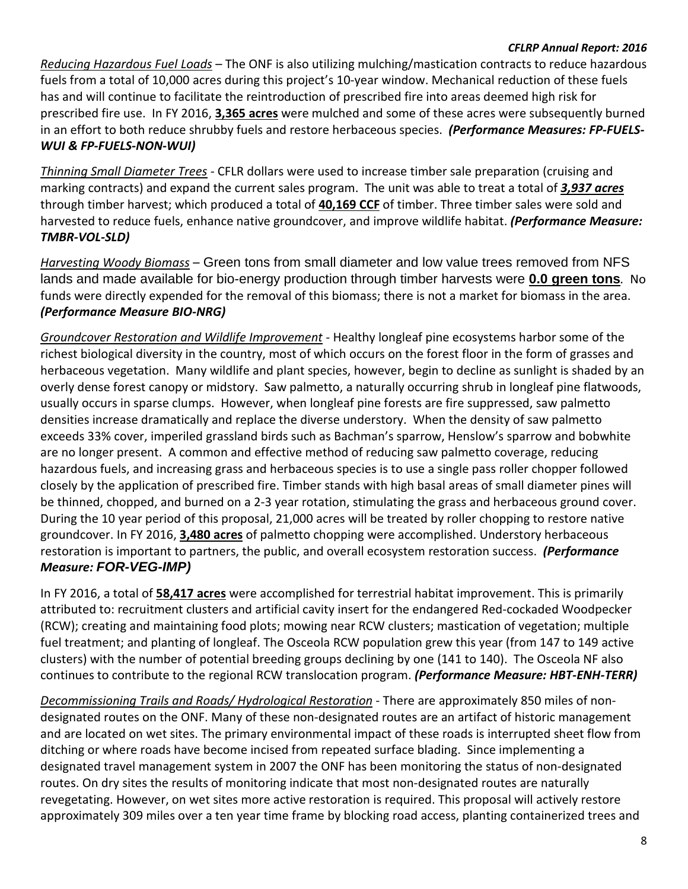*Reducing Hazardous Fuel Loads* – The ONF is also utilizing mulching/mastication contracts to reduce hazardous fuels from a total of 10,000 acres during this project's 10-year window. Mechanical reduction of these fuels has and will continue to facilitate the reintroduction of prescribed fire into areas deemed high risk for prescribed fire use. In FY 2016, **3,365 acres** were mulched and some of these acres were subsequently burned in an effort to both reduce shrubby fuels and restore herbaceous species. ***(Performance Measures: FP-FUELS-WUI & FP-FUELS-NON-WUI)***

*Thinning Small Diameter Trees* - CFLR dollars were used to increase timber sale preparation (cruising and marking contracts) and expand the current sales program. The unit was able to treat a total of ***3,937 acres*** through timber harvest; which produced a total of **40,169 CCF** of timber. Three timber sales were sold and harvested to reduce fuels, enhance native groundcover, and improve wildlife habitat. ***(Performance Measure: TMBR-VOL-SLD)***

*Harvesting Woody Biomass* – Green tons from small diameter and low value trees removed from NFS lands and made available for bio-energy production through timber harvests were **0.0 green tons**. No funds were directly expended for the removal of this biomass; there is not a market for biomass in the area. ***(Performance Measure BIO-NRG)***

*Groundcover Restoration and Wildlife Improvement* - Healthy longleaf pine ecosystems harbor some of the richest biological diversity in the country, most of which occurs on the forest floor in the form of grasses and herbaceous vegetation. Many wildlife and plant species, however, begin to decline as sunlight is shaded by an overly dense forest canopy or midstory. Saw palmetto, a naturally occurring shrub in longleaf pine flatwoods, usually occurs in sparse clumps. However, when longleaf pine forests are fire suppressed, saw palmetto densities increase dramatically and replace the diverse understory. When the density of saw palmetto exceeds 33% cover, imperiled grassland birds such as Bachman's sparrow, Henslow's sparrow and bobwhite are no longer present. A common and effective method of reducing saw palmetto coverage, reducing hazardous fuels, and increasing grass and herbaceous species is to use a single pass roller chopper followed closely by the application of prescribed fire. Timber stands with high basal areas of small diameter pines will be thinned, chopped, and burned on a 2-3 year rotation, stimulating the grass and herbaceous ground cover. During the 10 year period of this proposal, 21,000 acres will be treated by roller chopping to restore native groundcover. In FY 2016, **3,480 acres** of palmetto chopping were accomplished. Understory herbaceous restoration is important to partners, the public, and overall ecosystem restoration success. ***(Performance Measure: FOR-VEG-IMP)***

In FY 2016, a total of **58,417 acres** were accomplished for terrestrial habitat improvement. This is primarily attributed to: recruitment clusters and artificial cavity insert for the endangered Red-cockaded Woodpecker (RCW); creating and maintaining food plots; mowing near RCW clusters; mastication of vegetation; multiple fuel treatment; and planting of longleaf. The Osceola RCW population grew this year (from 147 to 149 active clusters) with the number of potential breeding groups declining by one (141 to 140). The Osceola NF also continues to contribute to the regional RCW translocation program. ***(Performance Measure: HBT-ENH-TERR)***

*Decommissioning Trails and Roads/ Hydrological Restoration* - There are approximately 850 miles of non-designated routes on the ONF. Many of these non-designated routes are an artifact of historic management and are located on wet sites. The primary environmental impact of these roads is interrupted sheet flow from ditching or where roads have become incised from repeated surface blading. Since implementing a designated travel management system in 2007 the ONF has been monitoring the status of non-designated routes. On dry sites the results of monitoring indicate that most non-designated routes are naturally revegetating. However, on wet sites more active restoration is required. This proposal will actively restore approximately 309 miles over a ten year time frame by blocking road access, planting containerized trees and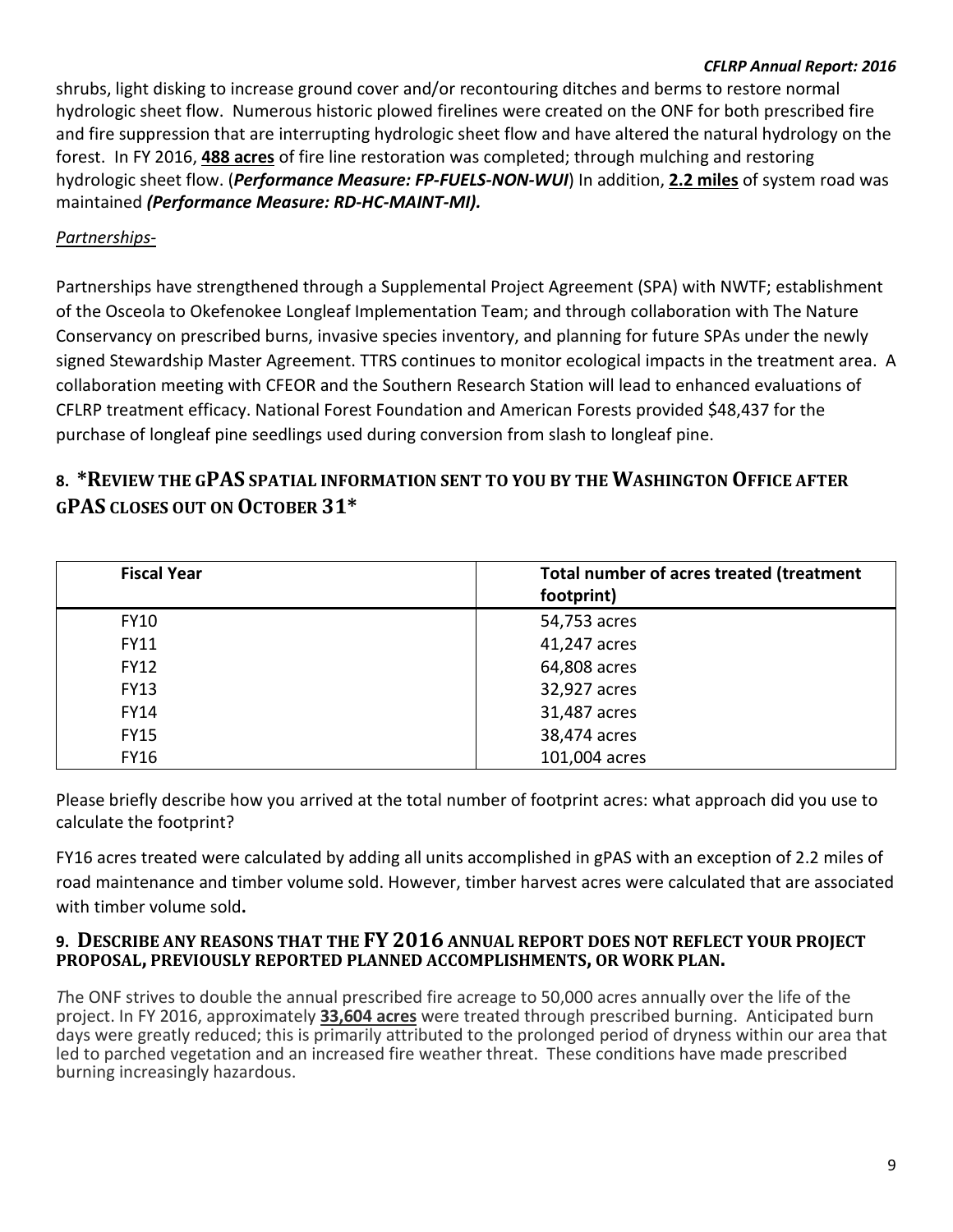shrubs, light disking to increase ground cover and/or recontouring ditches and berms to restore normal hydrologic sheet flow. Numerous historic plowed firelines were created on the ONF for both prescribed fire and fire suppression that are interrupting hydrologic sheet flow and have altered the natural hydrology on the forest. In FY 2016, **488 acres** of fire line restoration was completed; through mulching and restoring hydrologic sheet flow. (***Performance Measure: FP-FUELS-NON-WUI***) In addition, **2.2 miles** of system road was maintained ***(Performance Measure: RD-HC-MAINT-MI).***

*Partnerships-*

Partnerships have strengthened through a Supplemental Project Agreement (SPA) with NWTF; establishment of the Osceola to Okefenokee Longleaf Implementation Team; and through collaboration with The Nature Conservancy on prescribed burns, invasive species inventory, and planning for future SPAs under the newly signed Stewardship Master Agreement. TTRS continues to monitor ecological impacts in the treatment area. A collaboration meeting with CFEOR and the Southern Research Station will lead to enhanced evaluations of CFLRP treatment efficacy. National Forest Foundation and American Forests provided $48,437 for the purchase of longleaf pine seedlings used during conversion from slash to longleaf pine.

## 8. *Review the gPAS spatial information sent to you by the Washington Office after gPAS closes out on October 31*

| Fiscal Year | Total number of acres treated (treatment footprint) |
|---|---|
| FY10 | 54,753 acres |
| FY11 | 41,247 acres |
| FY12 | 64,808 acres |
| FY13 | 32,927 acres |
| FY14 | 31,487 acres |
| FY15 | 38,474 acres |
| FY16 | 101,004 acres |

Please briefly describe how you arrived at the total number of footprint acres: what approach did you use to calculate the footprint?

FY16 acres treated were calculated by adding all units accomplished in gPAS with an exception of 2.2 miles of road maintenance and timber volume sold. However, timber harvest acres were calculated that are associated with timber volume sold**.**

## 9. Describe any reasons that the FY 2016 annual report does not reflect your project proposal, previously reported planned accomplishments, or work plan.

*T*he ONF strives to double the annual prescribed fire acreage to 50,000 acres annually over the life of the project. In FY 2016, approximately **33,604 acres** were treated through prescribed burning. Anticipated burn days were greatly reduced; this is primarily attributed to the prolonged period of dryness within our area that led to parched vegetation and an increased fire weather threat. These conditions have made prescribed burning increasingly hazardous.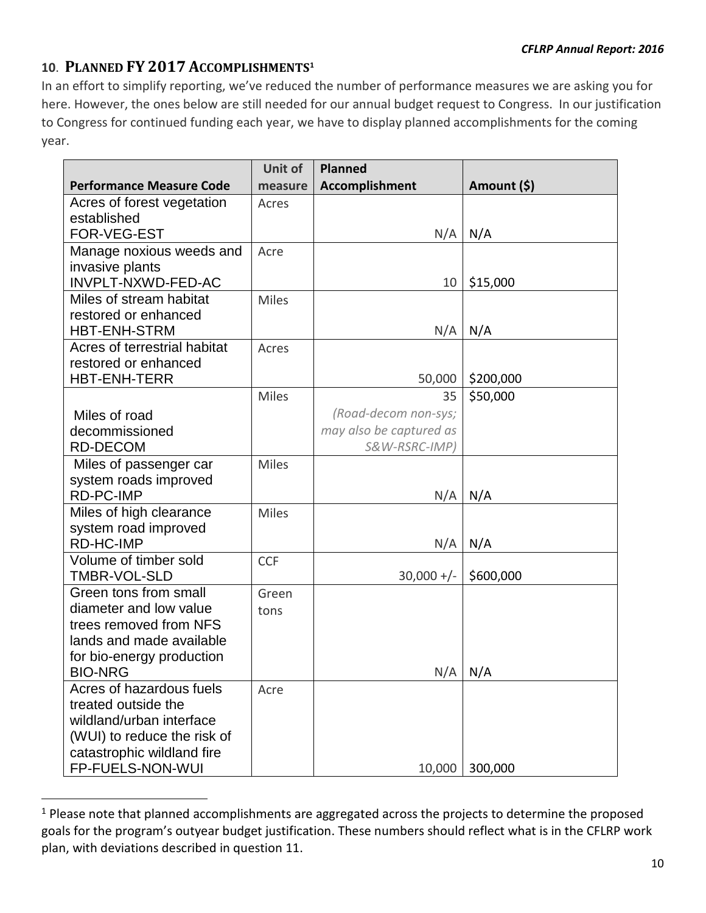## 10. PLANNED FY 2017 ACCOMPLISHMENTS[1]

In an effort to simplify reporting, we've reduced the number of performance measures we are asking you for here. However, the ones below are still needed for our annual budget request to Congress. In our justification to Congress for continued funding each year, we have to display planned accomplishments for the coming year.

| Performance Measure Code | Unit of measure | Planned Accomplishment | Amount ($) |
|---|---|---|---|
| Acres of forest vegetation established FOR-VEG-EST | Acres | N/A | N/A |
| Manage noxious weeds and invasive plants INVPLT-NXWD-FED-AC | Acre | 10 | $15,000 |
| Miles of stream habitat restored or enhanced HBT-ENH-STRM | Miles | N/A | N/A |
| Acres of terrestrial habitat restored or enhanced HBT-ENH-TERR | Acres | 50,000 | $200,000 |
| Miles of road decommissioned RD-DECOM | Miles | 35 *(Road-decom non-sys; may also be captured as S&W-RSRC-IMP)* | $50,000 |
| Miles of passenger car system roads improved RD-PC-IMP | Miles | N/A | N/A |
| Miles of high clearance system road improved RD-HC-IMP | Miles | N/A | N/A |
| Volume of timber sold TMBR-VOL-SLD | CCF | 30,000 +/- | $600,000 |
| Green tons from small diameter and low value trees removed from NFS lands and made available for bio-energy production BIO-NRG | Green tons | N/A | N/A |
| Acres of hazardous fuels treated outside the wildland/urban interface (WUI) to reduce the risk of catastrophic wildland fire FP-FUELS-NON-WUI | Acre | 10,000 | 300,000 |

[1] Please note that planned accomplishments are aggregated across the projects to determine the proposed goals for the program's outyear budget justification. These numbers should reflect what is in the CFLRP work plan, with deviations described in question 11.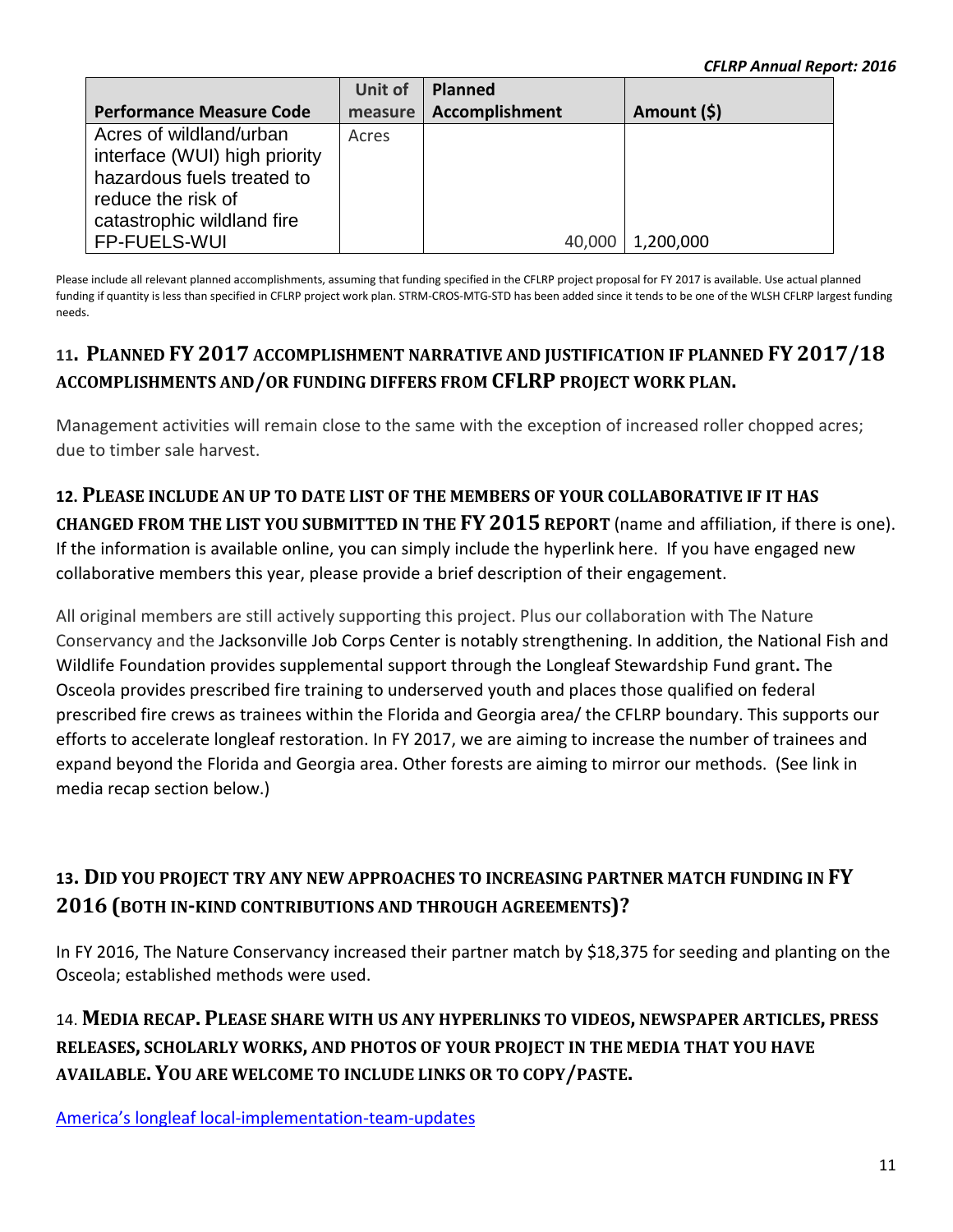| Performance Measure Code | Unit of measure | Planned Accomplishment | Amount ($) |
|---|---|---|---|
| Acres of wildland/urban interface (WUI) high priority hazardous fuels treated to reduce the risk of catastrophic wildland fire FP-FUELS-WUI | Acres | 40,000 | 1,200,000 |

Please include all relevant planned accomplishments, assuming that funding specified in the CFLRP project proposal for FY 2017 is available. Use actual planned funding if quantity is less than specified in CFLRP project work plan. STRM-CROS-MTG-STD has been added since it tends to be one of the WLSH CFLRP largest funding needs.

## 11. PLANNED FY 2017 ACCOMPLISHMENT NARRATIVE AND JUSTIFICATION IF PLANNED FY 2017/18 ACCOMPLISHMENTS AND/OR FUNDING DIFFERS FROM CFLRP PROJECT WORK PLAN.

Management activities will remain close to the same with the exception of increased roller chopped acres; due to timber sale harvest.

## 12. PLEASE INCLUDE AN UP TO DATE LIST OF THE MEMBERS OF YOUR COLLABORATIVE IF IT HAS CHANGED FROM THE LIST YOU SUBMITTED IN THE FY 2015 REPORT (name and affiliation, if there is one). If the information is available online, you can simply include the hyperlink here. If you have engaged new collaborative members this year, please provide a brief description of their engagement.

All original members are still actively supporting this project. Plus our collaboration with The Nature Conservancy and the Jacksonville Job Corps Center is notably strengthening. In addition, the National Fish and Wildlife Foundation provides supplemental support through the Longleaf Stewardship Fund grant**.** The Osceola provides prescribed fire training to underserved youth and places those qualified on federal prescribed fire crews as trainees within the Florida and Georgia area/ the CFLRP boundary. This supports our efforts to accelerate longleaf restoration. In FY 2017, we are aiming to increase the number of trainees and expand beyond the Florida and Georgia area. Other forests are aiming to mirror our methods. (See link in media recap section below.)

## 13. DID YOU PROJECT TRY ANY NEW APPROACHES TO INCREASING PARTNER MATCH FUNDING IN FY 2016 (BOTH IN-KIND CONTRIBUTIONS AND THROUGH AGREEMENTS)?

In FY 2016, The Nature Conservancy increased their partner match by $18,375 for seeding and planting on the Osceola; established methods were used.

## 14. MEDIA RECAP. PLEASE SHARE WITH US ANY HYPERLINKS TO VIDEOS, NEWSPAPER ARTICLES, PRESS RELEASES, SCHOLARLY WORKS, AND PHOTOS OF YOUR PROJECT IN THE MEDIA THAT YOU HAVE AVAILABLE. YOU ARE WELCOME TO INCLUDE LINKS OR TO COPY/PASTE.

America's longleaf local-implementation-team-updates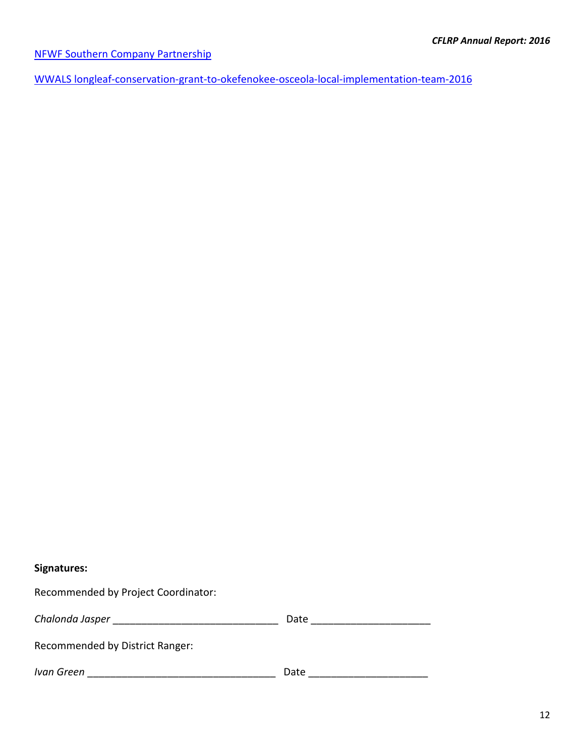NFWF Southern Company Partnership

WWALS longleaf-conservation-grant-to-okefenokee-osceola-local-implementation-team-2016

**Signatures:**

Recommended by Project Coordinator:

*Chalonda Jasper* ______________________________ Date _____________________

Recommended by District Ranger:

*Ivan Green* __________________________________ Date _____________________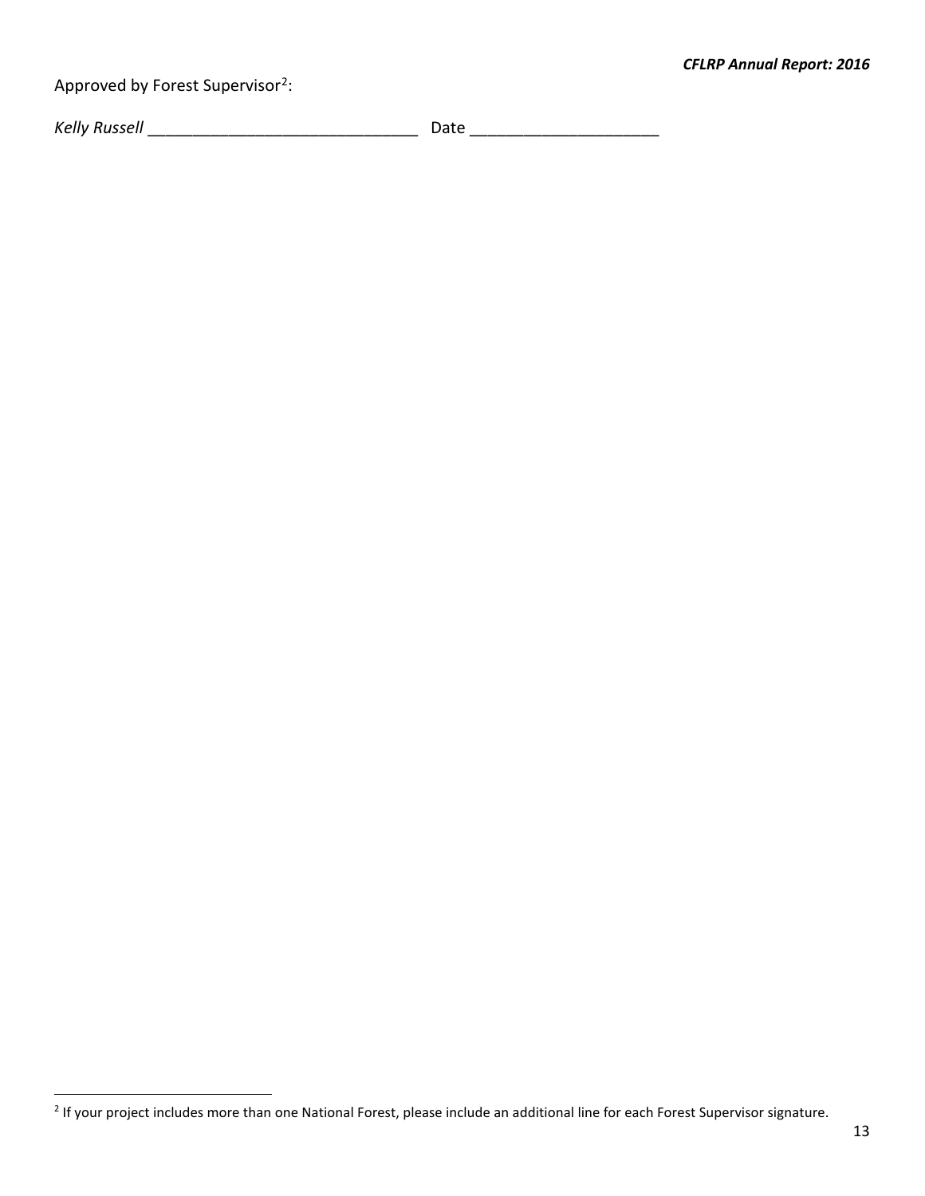Approved by Forest Supervisor[2]:

*Kelly Russell* ______________________________ Date ____________________

[2] If your project includes more than one National Forest, please include an additional line for each Forest Supervisor signature.